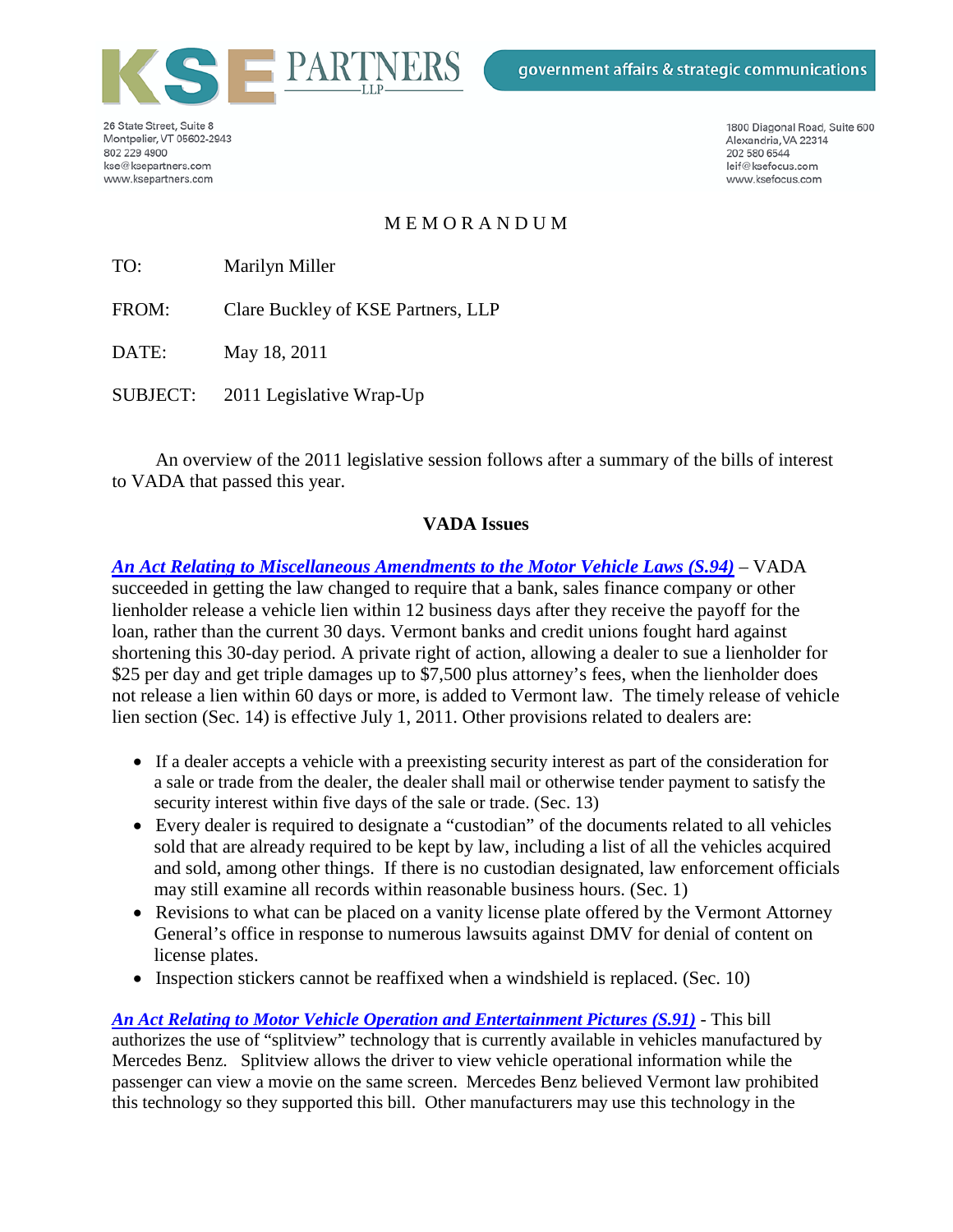KSE PARTNERS LLP

government affairs & strategic communications

26 State Street, Suite 8
Montpelier, VT 05602-2943
802 229 4900
kse@ksepartners.com
www.ksepartners.com

1800 Diagonal Road, Suite 600
Alexandria, VA 22314
202 580 6544
leif@ksefocus.com
www.ksefocus.com

# MEMORANDUM

TO: Marilyn Miller

FROM: Clare Buckley of KSE Partners, LLP

DATE: May 18, 2011

SUBJECT: 2011 Legislative Wrap-Up

An overview of the 2011 legislative session follows after a summary of the bills of interest to VADA that passed this year.

## VADA Issues

***An Act Relating to Miscellaneous Amendments to the Motor Vehicle Laws (S.94)*** – VADA succeeded in getting the law changed to require that a bank, sales finance company or other lienholder release a vehicle lien within 12 business days after they receive the payoff for the loan, rather than the current 30 days. Vermont banks and credit unions fought hard against shortening this 30-day period. A private right of action, allowing a dealer to sue a lienholder for $25 per day and get triple damages up to $7,500 plus attorney's fees, when the lienholder does not release a lien within 60 days or more, is added to Vermont law. The timely release of vehicle lien section (Sec. 14) is effective July 1, 2011. Other provisions related to dealers are:

- If a dealer accepts a vehicle with a preexisting security interest as part of the consideration for a sale or trade from the dealer, the dealer shall mail or otherwise tender payment to satisfy the security interest within five days of the sale or trade. (Sec. 13)
- Every dealer is required to designate a "custodian" of the documents related to all vehicles sold that are already required to be kept by law, including a list of all the vehicles acquired and sold, among other things. If there is no custodian designated, law enforcement officials may still examine all records within reasonable business hours. (Sec. 1)
- Revisions to what can be placed on a vanity license plate offered by the Vermont Attorney General's office in response to numerous lawsuits against DMV for denial of content on license plates.
- Inspection stickers cannot be reaffixed when a windshield is replaced. (Sec. 10)

***An Act Relating to Motor Vehicle Operation and Entertainment Pictures (S.91)*** - This bill authorizes the use of "splitview" technology that is currently available in vehicles manufactured by Mercedes Benz. Splitview allows the driver to view vehicle operational information while the passenger can view a movie on the same screen. Mercedes Benz believed Vermont law prohibited this technology so they supported this bill. Other manufacturers may use this technology in the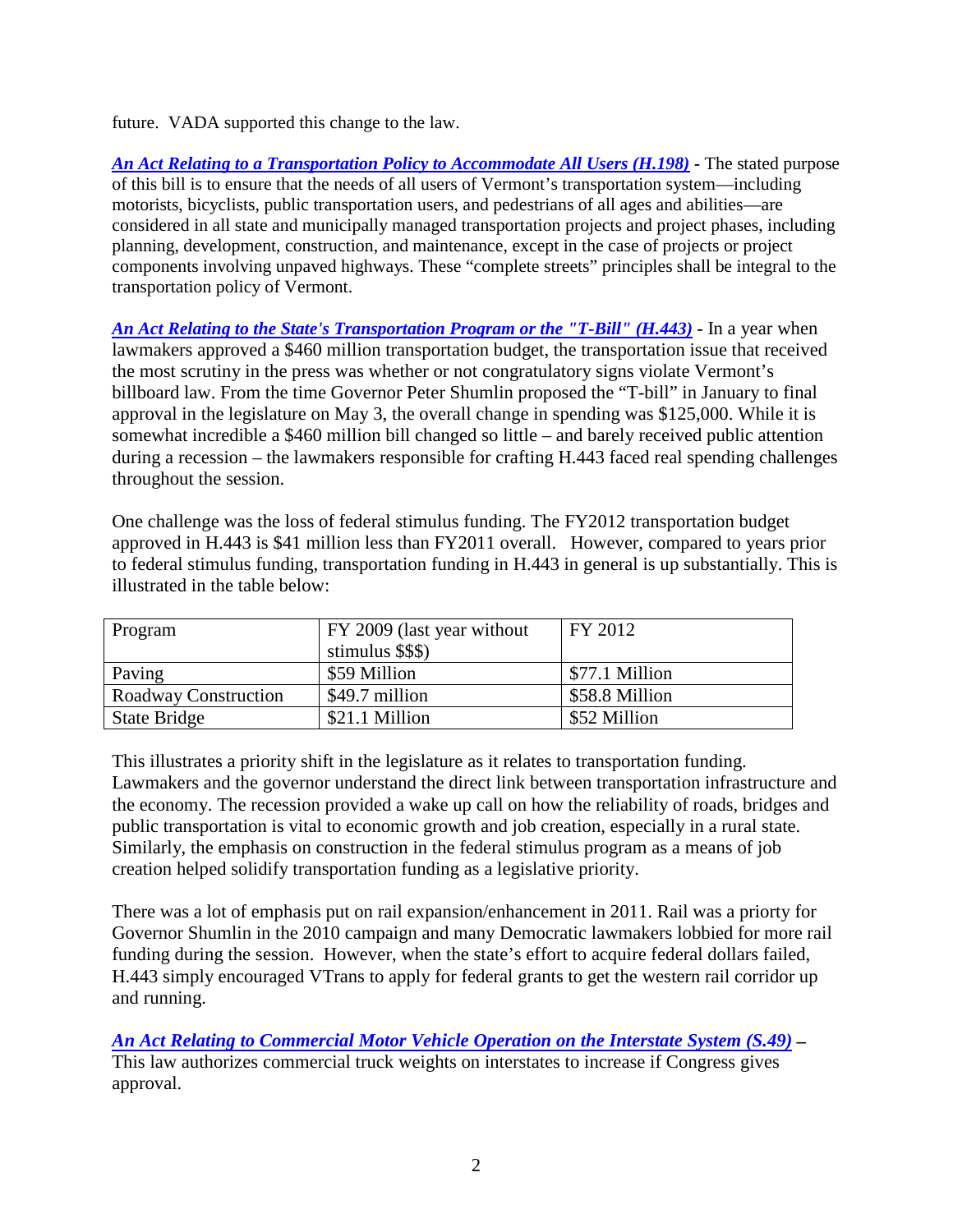future. VADA supported this change to the law.

***An Act Relating to a Transportation Policy to Accommodate All Users (H.198)*** **-** The stated purpose of this bill is to ensure that the needs of all users of Vermont's transportation system—including motorists, bicyclists, public transportation users, and pedestrians of all ages and abilities—are considered in all state and municipally managed transportation projects and project phases, including planning, development, construction, and maintenance, except in the case of projects or project components involving unpaved highways. These "complete streets" principles shall be integral to the transportation policy of Vermont.

***An Act Relating to the State's Transportation Program or the "T-Bill" (H.443)*** **-** In a year when lawmakers approved a $460 million transportation budget, the transportation issue that received the most scrutiny in the press was whether or not congratulatory signs violate Vermont's billboard law. From the time Governor Peter Shumlin proposed the "T-bill" in January to final approval in the legislature on May 3, the overall change in spending was $125,000. While it is somewhat incredible a $460 million bill changed so little – and barely received public attention during a recession – the lawmakers responsible for crafting H.443 faced real spending challenges throughout the session.

One challenge was the loss of federal stimulus funding. The FY2012 transportation budget approved in H.443 is $41 million less than FY2011 overall. However, compared to years prior to federal stimulus funding, transportation funding in H.443 in general is up substantially. This is illustrated in the table below:

| Program | FY 2009 (last year without stimulus $$$) | FY 2012 |
|---|---|---|
| Paving | $59 Million | $77.1 Million |
| Roadway Construction | $49.7 million | $58.8 Million |
| State Bridge | $21.1 Million | $52 Million |

This illustrates a priority shift in the legislature as it relates to transportation funding. Lawmakers and the governor understand the direct link between transportation infrastructure and the economy. The recession provided a wake up call on how the reliability of roads, bridges and public transportation is vital to economic growth and job creation, especially in a rural state. Similarly, the emphasis on construction in the federal stimulus program as a means of job creation helped solidify transportation funding as a legislative priority.

There was a lot of emphasis put on rail expansion/enhancement in 2011. Rail was a priorty for Governor Shumlin in the 2010 campaign and many Democratic lawmakers lobbied for more rail funding during the session. However, when the state's effort to acquire federal dollars failed, H.443 simply encouraged VTrans to apply for federal grants to get the western rail corridor up and running.

***An Act Relating to Commercial Motor Vehicle Operation on the Interstate System (S.49)*** **–** This law authorizes commercial truck weights on interstates to increase if Congress gives approval.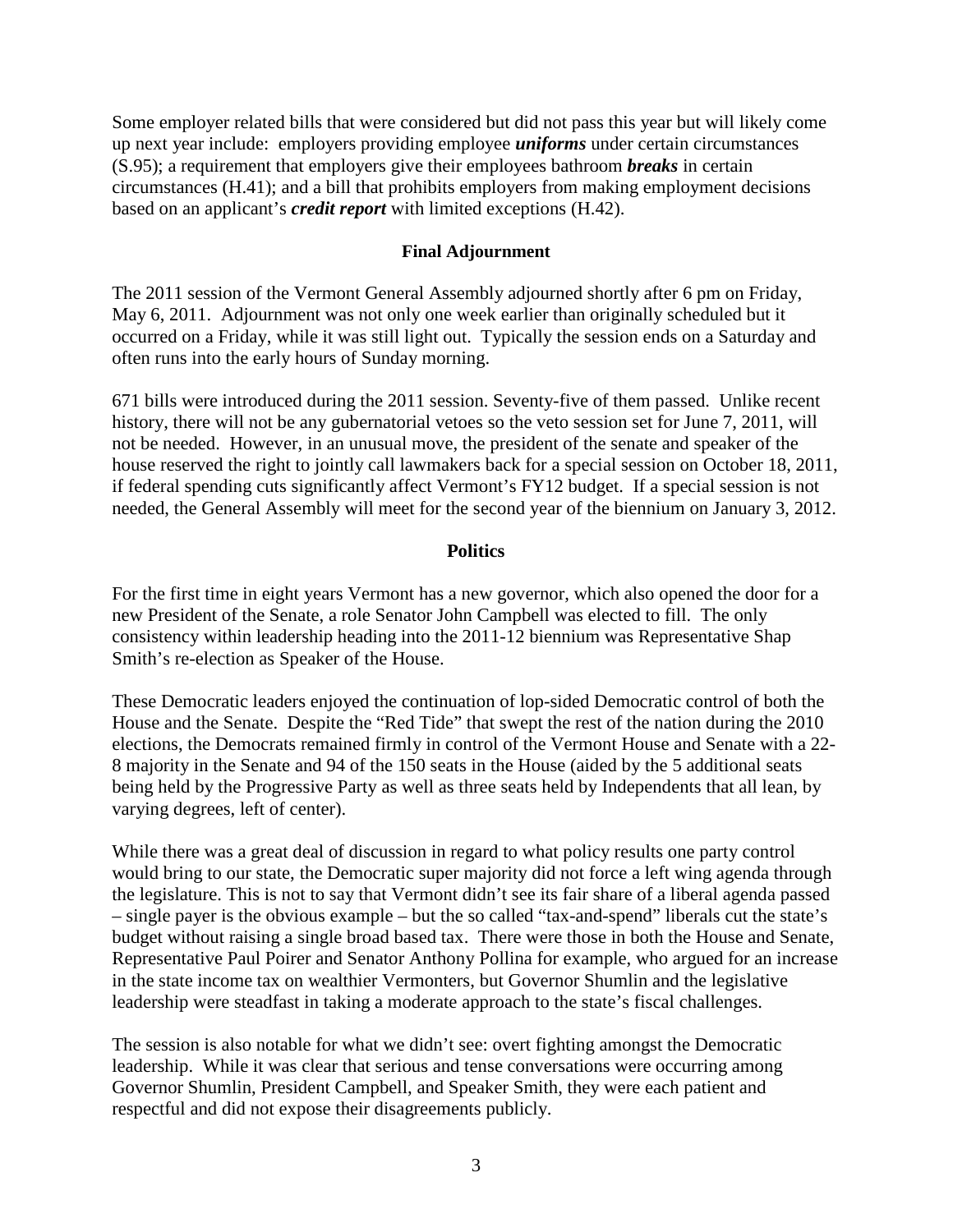Some employer related bills that were considered but did not pass this year but will likely come up next year include: employers providing employee ***uniforms*** under certain circumstances (S.95); a requirement that employers give their employees bathroom ***breaks*** in certain circumstances (H.41); and a bill that prohibits employers from making employment decisions based on an applicant's ***credit report*** with limited exceptions (H.42).

## Final Adjournment

The 2011 session of the Vermont General Assembly adjourned shortly after 6 pm on Friday, May 6, 2011. Adjournment was not only one week earlier than originally scheduled but it occurred on a Friday, while it was still light out. Typically the session ends on a Saturday and often runs into the early hours of Sunday morning.

671 bills were introduced during the 2011 session. Seventy-five of them passed. Unlike recent history, there will not be any gubernatorial vetoes so the veto session set for June 7, 2011, will not be needed. However, in an unusual move, the president of the senate and speaker of the house reserved the right to jointly call lawmakers back for a special session on October 18, 2011, if federal spending cuts significantly affect Vermont's FY12 budget. If a special session is not needed, the General Assembly will meet for the second year of the biennium on January 3, 2012.

## Politics

For the first time in eight years Vermont has a new governor, which also opened the door for a new President of the Senate, a role Senator John Campbell was elected to fill. The only consistency within leadership heading into the 2011-12 biennium was Representative Shap Smith's re-election as Speaker of the House.

These Democratic leaders enjoyed the continuation of lop-sided Democratic control of both the House and the Senate. Despite the "Red Tide" that swept the rest of the nation during the 2010 elections, the Democrats remained firmly in control of the Vermont House and Senate with a 22-8 majority in the Senate and 94 of the 150 seats in the House (aided by the 5 additional seats being held by the Progressive Party as well as three seats held by Independents that all lean, by varying degrees, left of center).

While there was a great deal of discussion in regard to what policy results one party control would bring to our state, the Democratic super majority did not force a left wing agenda through the legislature. This is not to say that Vermont didn't see its fair share of a liberal agenda passed – single payer is the obvious example – but the so called "tax-and-spend" liberals cut the state's budget without raising a single broad based tax. There were those in both the House and Senate, Representative Paul Poirer and Senator Anthony Pollina for example, who argued for an increase in the state income tax on wealthier Vermonters, but Governor Shumlin and the legislative leadership were steadfast in taking a moderate approach to the state's fiscal challenges.

The session is also notable for what we didn't see: overt fighting amongst the Democratic leadership. While it was clear that serious and tense conversations were occurring among Governor Shumlin, President Campbell, and Speaker Smith, they were each patient and respectful and did not expose their disagreements publicly.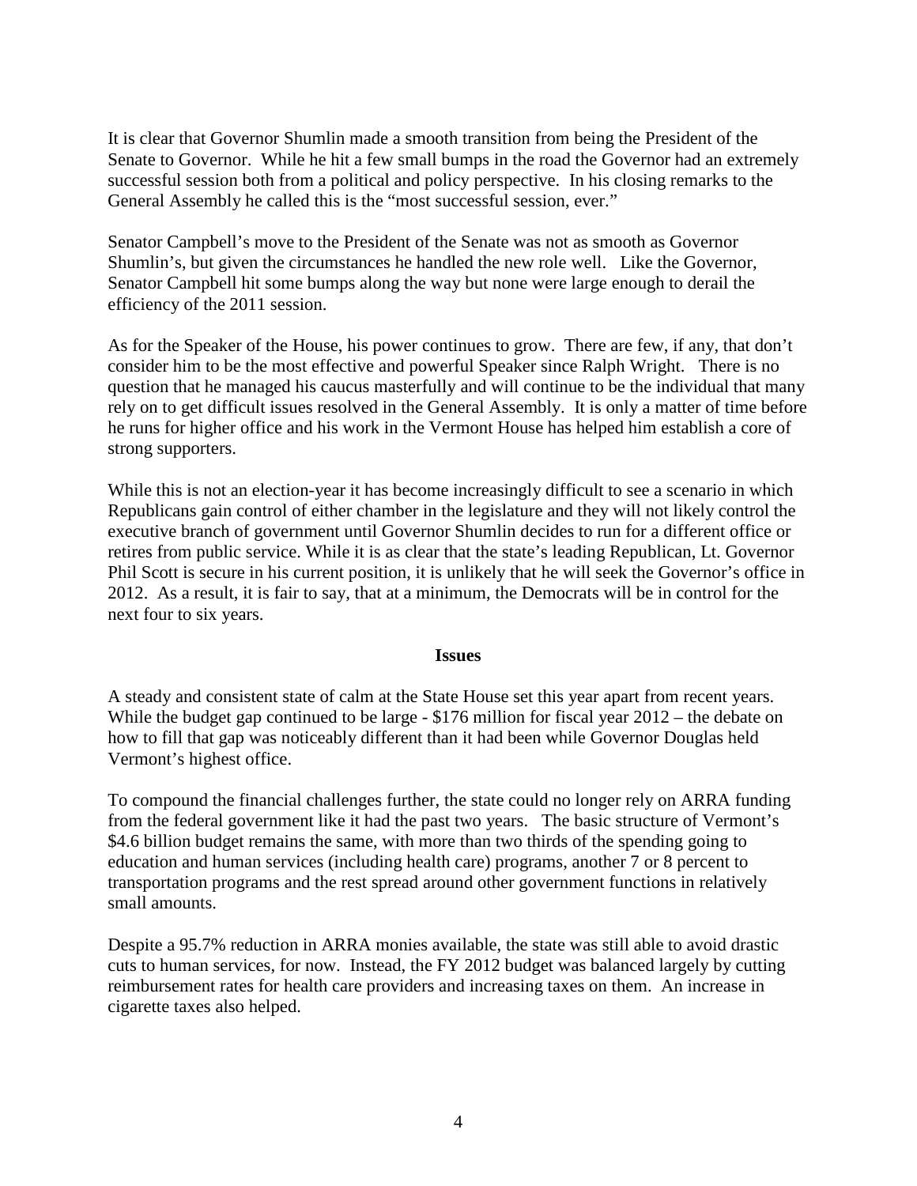It is clear that Governor Shumlin made a smooth transition from being the President of the Senate to Governor. While he hit a few small bumps in the road the Governor had an extremely successful session both from a political and policy perspective. In his closing remarks to the General Assembly he called this is the "most successful session, ever."

Senator Campbell's move to the President of the Senate was not as smooth as Governor Shumlin's, but given the circumstances he handled the new role well. Like the Governor, Senator Campbell hit some bumps along the way but none were large enough to derail the efficiency of the 2011 session.

As for the Speaker of the House, his power continues to grow. There are few, if any, that don't consider him to be the most effective and powerful Speaker since Ralph Wright. There is no question that he managed his caucus masterfully and will continue to be the individual that many rely on to get difficult issues resolved in the General Assembly. It is only a matter of time before he runs for higher office and his work in the Vermont House has helped him establish a core of strong supporters.

While this is not an election-year it has become increasingly difficult to see a scenario in which Republicans gain control of either chamber in the legislature and they will not likely control the executive branch of government until Governor Shumlin decides to run for a different office or retires from public service. While it is as clear that the state's leading Republican, Lt. Governor Phil Scott is secure in his current position, it is unlikely that he will seek the Governor's office in 2012. As a result, it is fair to say, that at a minimum, the Democrats will be in control for the next four to six years.

**Issues**

A steady and consistent state of calm at the State House set this year apart from recent years. While the budget gap continued to be large - $176 million for fiscal year 2012 – the debate on how to fill that gap was noticeably different than it had been while Governor Douglas held Vermont's highest office.

To compound the financial challenges further, the state could no longer rely on ARRA funding from the federal government like it had the past two years. The basic structure of Vermont's $4.6 billion budget remains the same, with more than two thirds of the spending going to education and human services (including health care) programs, another 7 or 8 percent to transportation programs and the rest spread around other government functions in relatively small amounts.

Despite a 95.7% reduction in ARRA monies available, the state was still able to avoid drastic cuts to human services, for now. Instead, the FY 2012 budget was balanced largely by cutting reimbursement rates for health care providers and increasing taxes on them. An increase in cigarette taxes also helped.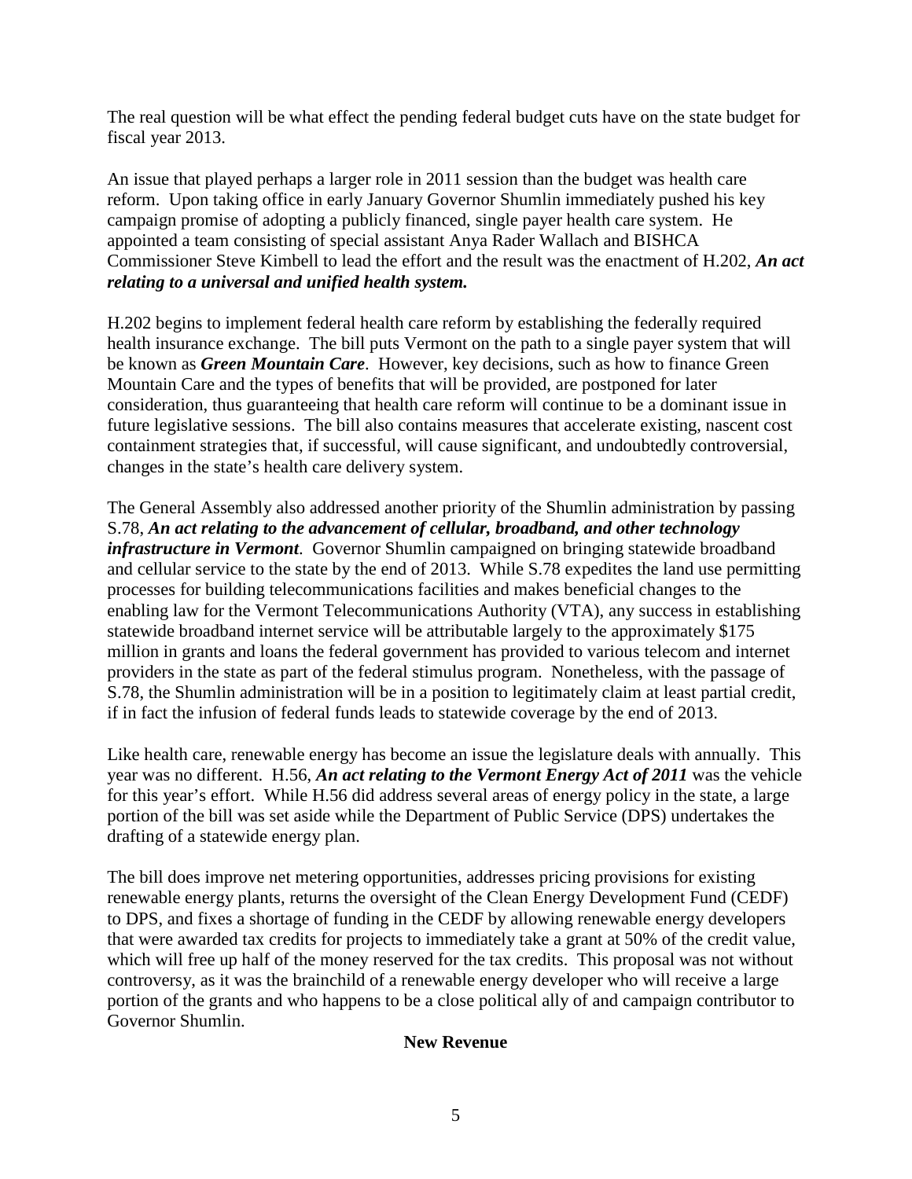The real question will be what effect the pending federal budget cuts have on the state budget for fiscal year 2013.

An issue that played perhaps a larger role in 2011 session than the budget was health care reform. Upon taking office in early January Governor Shumlin immediately pushed his key campaign promise of adopting a publicly financed, single payer health care system. He appointed a team consisting of special assistant Anya Rader Wallach and BISHCA Commissioner Steve Kimbell to lead the effort and the result was the enactment of H.202, ***An act relating to a universal and unified health system.***

H.202 begins to implement federal health care reform by establishing the federally required health insurance exchange. The bill puts Vermont on the path to a single payer system that will be known as ***Green Mountain Care***. However, key decisions, such as how to finance Green Mountain Care and the types of benefits that will be provided, are postponed for later consideration, thus guaranteeing that health care reform will continue to be a dominant issue in future legislative sessions. The bill also contains measures that accelerate existing, nascent cost containment strategies that, if successful, will cause significant, and undoubtedly controversial, changes in the state's health care delivery system.

The General Assembly also addressed another priority of the Shumlin administration by passing S.78, ***An act relating to the advancement of cellular, broadband, and other technology infrastructure in Vermont***. Governor Shumlin campaigned on bringing statewide broadband and cellular service to the state by the end of 2013. While S.78 expedites the land use permitting processes for building telecommunications facilities and makes beneficial changes to the enabling law for the Vermont Telecommunications Authority (VTA), any success in establishing statewide broadband internet service will be attributable largely to the approximately $175 million in grants and loans the federal government has provided to various telecom and internet providers in the state as part of the federal stimulus program. Nonetheless, with the passage of S.78, the Shumlin administration will be in a position to legitimately claim at least partial credit, if in fact the infusion of federal funds leads to statewide coverage by the end of 2013.

Like health care, renewable energy has become an issue the legislature deals with annually. This year was no different. H.56, ***An act relating to the Vermont Energy Act of 2011*** was the vehicle for this year's effort. While H.56 did address several areas of energy policy in the state, a large portion of the bill was set aside while the Department of Public Service (DPS) undertakes the drafting of a statewide energy plan.

The bill does improve net metering opportunities, addresses pricing provisions for existing renewable energy plants, returns the oversight of the Clean Energy Development Fund (CEDF) to DPS, and fixes a shortage of funding in the CEDF by allowing renewable energy developers that were awarded tax credits for projects to immediately take a grant at 50% of the credit value, which will free up half of the money reserved for the tax credits. This proposal was not without controversy, as it was the brainchild of a renewable energy developer who will receive a large portion of the grants and who happens to be a close political ally of and campaign contributor to Governor Shumlin.

**New Revenue**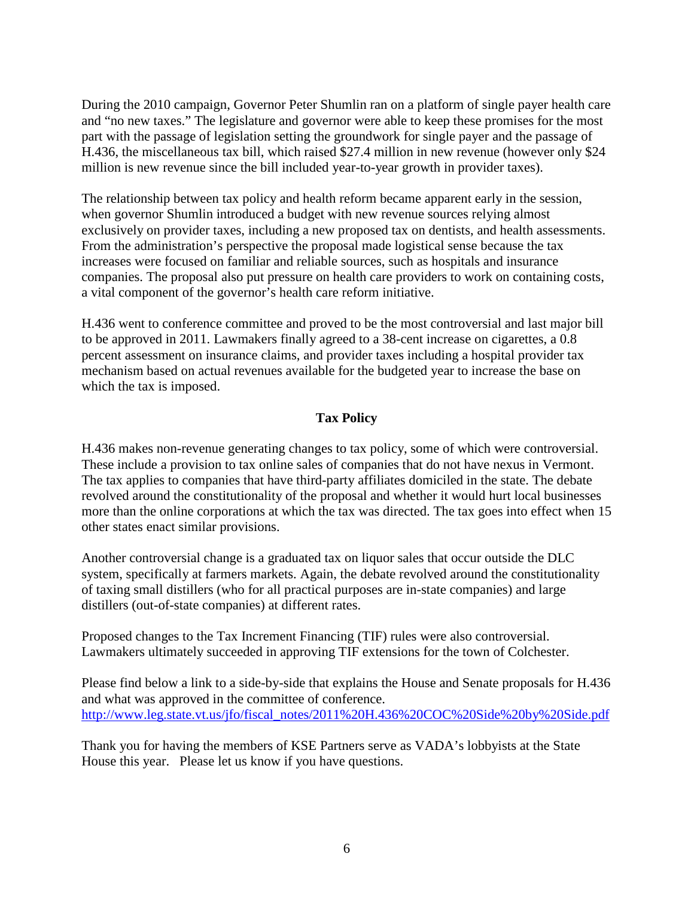During the 2010 campaign, Governor Peter Shumlin ran on a platform of single payer health care and "no new taxes." The legislature and governor were able to keep these promises for the most part with the passage of legislation setting the groundwork for single payer and the passage of H.436, the miscellaneous tax bill, which raised $27.4 million in new revenue (however only $24 million is new revenue since the bill included year-to-year growth in provider taxes).

The relationship between tax policy and health reform became apparent early in the session, when governor Shumlin introduced a budget with new revenue sources relying almost exclusively on provider taxes, including a new proposed tax on dentists, and health assessments. From the administration's perspective the proposal made logistical sense because the tax increases were focused on familiar and reliable sources, such as hospitals and insurance companies. The proposal also put pressure on health care providers to work on containing costs, a vital component of the governor's health care reform initiative.

H.436 went to conference committee and proved to be the most controversial and last major bill to be approved in 2011. Lawmakers finally agreed to a 38-cent increase on cigarettes, a 0.8 percent assessment on insurance claims, and provider taxes including a hospital provider tax mechanism based on actual revenues available for the budgeted year to increase the base on which the tax is imposed.

**Tax Policy**

H.436 makes non-revenue generating changes to tax policy, some of which were controversial. These include a provision to tax online sales of companies that do not have nexus in Vermont. The tax applies to companies that have third-party affiliates domiciled in the state. The debate revolved around the constitutionality of the proposal and whether it would hurt local businesses more than the online corporations at which the tax was directed. The tax goes into effect when 15 other states enact similar provisions.

Another controversial change is a graduated tax on liquor sales that occur outside the DLC system, specifically at farmers markets. Again, the debate revolved around the constitutionality of taxing small distillers (who for all practical purposes are in-state companies) and large distillers (out-of-state companies) at different rates.

Proposed changes to the Tax Increment Financing (TIF) rules were also controversial. Lawmakers ultimately succeeded in approving TIF extensions for the town of Colchester.

Please find below a link to a side-by-side that explains the House and Senate proposals for H.436 and what was approved in the committee of conference.
http://www.leg.state.vt.us/jfo/fiscal_notes/2011%20H.436%20COC%20Side%20by%20Side.pdf

Thank you for having the members of KSE Partners serve as VADA's lobbyists at the State House this year. Please let us know if you have questions.